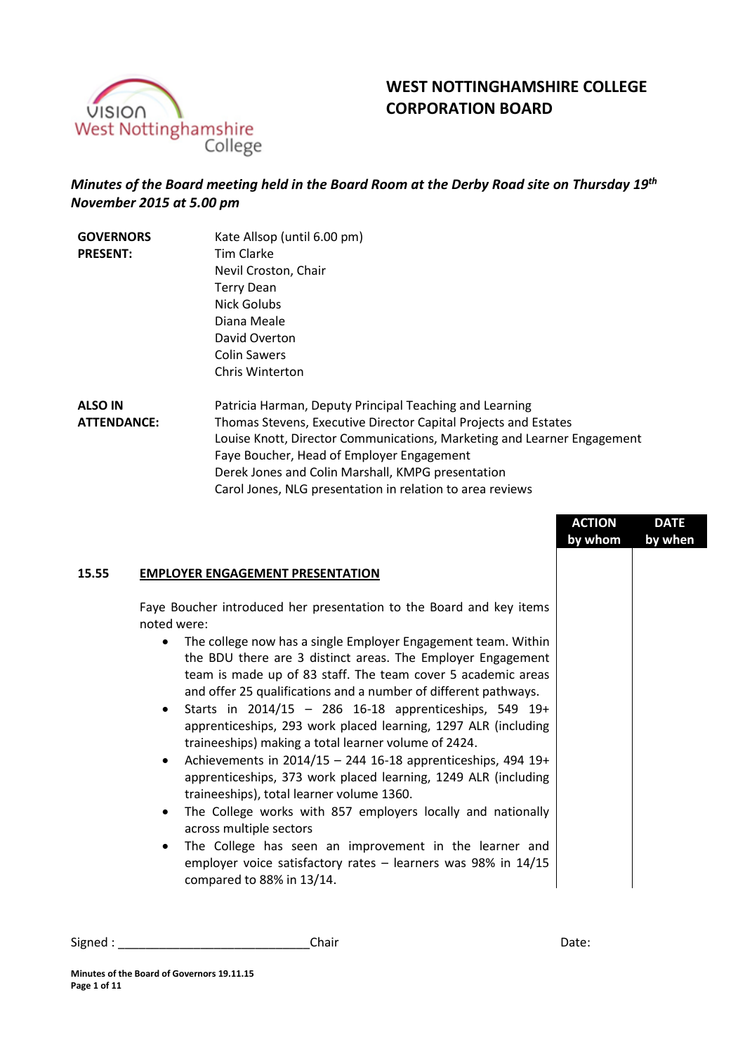# WEST NOTTINGHAMSHIRE COLLEGE CORPORATION BOARD

***Minutes of the Board meeting held in the Board Room at the Derby Road site on Thursday 19th November 2015 at 5.00 pm***

| | |
|---|---|
| **GOVERNORS PRESENT:** | Kate Allsop (until 6.00 pm)<br>Tim Clarke<br>Nevil Croston, Chair<br>Terry Dean<br>Nick Golubs<br>Diana Meale<br>David Overton<br>Colin Sawers<br>Chris Winterton |
| **ALSO IN ATTENDANCE:** | Patricia Harman, Deputy Principal Teaching and Learning<br>Thomas Stevens, Executive Director Capital Projects and Estates<br>Louise Knott, Director Communications, Marketing and Learner Engagement<br>Faye Boucher, Head of Employer Engagement<br>Derek Jones and Colin Marshall, KMPG presentation<br>Carol Jones, NLG presentation in relation to area reviews |

| | | ACTION by whom | DATE by when |
|---|---|---|---|
| **15.55** | **EMPLOYER ENGAGEMENT PRESENTATION** | | |

Faye Boucher introduced her presentation to the Board and key items noted were:

- The college now has a single Employer Engagement team. Within the BDU there are 3 distinct areas. The Employer Engagement team is made up of 83 staff. The team cover 5 academic areas and offer 25 qualifications and a number of different pathways.
- Starts in 2014/15 – 286 16-18 apprenticeships, 549 19+ apprenticeships, 293 work placed learning, 1297 ALR (including traineeships) making a total learner volume of 2424.
- Achievements in 2014/15 – 244 16-18 apprenticeships, 494 19+ apprenticeships, 373 work placed learning, 1249 ALR (including traineeships), total learner volume 1360.
- The College works with 857 employers locally and nationally across multiple sectors
- The College has seen an improvement in the learner and employer voice satisfactory rates – learners was 98% in 14/15 compared to 88% in 13/14.

Signed : ____________________________Chair Date: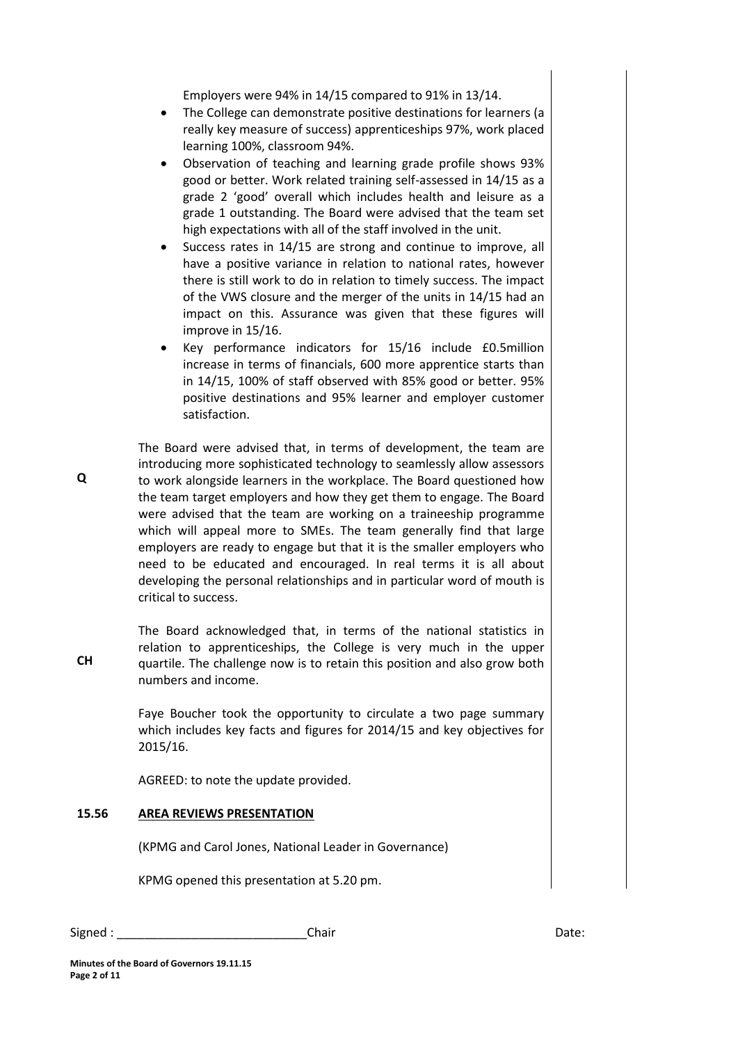Employers were 94% in 14/15 compared to 91% in 13/14.

- The College can demonstrate positive destinations for learners (a really key measure of success) apprenticeships 97%, work placed learning 100%, classroom 94%.
- Observation of teaching and learning grade profile shows 93% good or better. Work related training self-assessed in 14/15 as a grade 2 'good' overall which includes health and leisure as a grade 1 outstanding. The Board were advised that the team set high expectations with all of the staff involved in the unit.
- Success rates in 14/15 are strong and continue to improve, all have a positive variance in relation to national rates, however there is still work to do in relation to timely success. The impact of the VWS closure and the merger of the units in 14/15 had an impact on this. Assurance was given that these figures will improve in 15/16.
- Key performance indicators for 15/16 include £0.5million increase in terms of financials, 600 more apprentice starts than in 14/15, 100% of staff observed with 85% good or better. 95% positive destinations and 95% learner and employer customer satisfaction.

**Q** The Board were advised that, in terms of development, the team are introducing more sophisticated technology to seamlessly allow assessors to work alongside learners in the workplace. The Board questioned how the team target employers and how they get them to engage. The Board were advised that the team are working on a traineeship programme which will appeal more to SMEs. The team generally find that large employers are ready to engage but that it is the smaller employers who need to be educated and encouraged. In real terms it is all about developing the personal relationships and in particular word of mouth is critical to success.

**CH** The Board acknowledged that, in terms of the national statistics in relation to apprenticeships, the College is very much in the upper quartile. The challenge now is to retain this position and also grow both numbers and income.

Faye Boucher took the opportunity to circulate a two page summary which includes key facts and figures for 2014/15 and key objectives for 2015/16.

AGREED: to note the update provided.

**15.56 AREA REVIEWS PRESENTATION**

(KPMG and Carol Jones, National Leader in Governance)

KPMG opened this presentation at 5.20 pm.

Signed : ____________________________Chair Date:

**Minutes of the Board of Governors 19.11.15**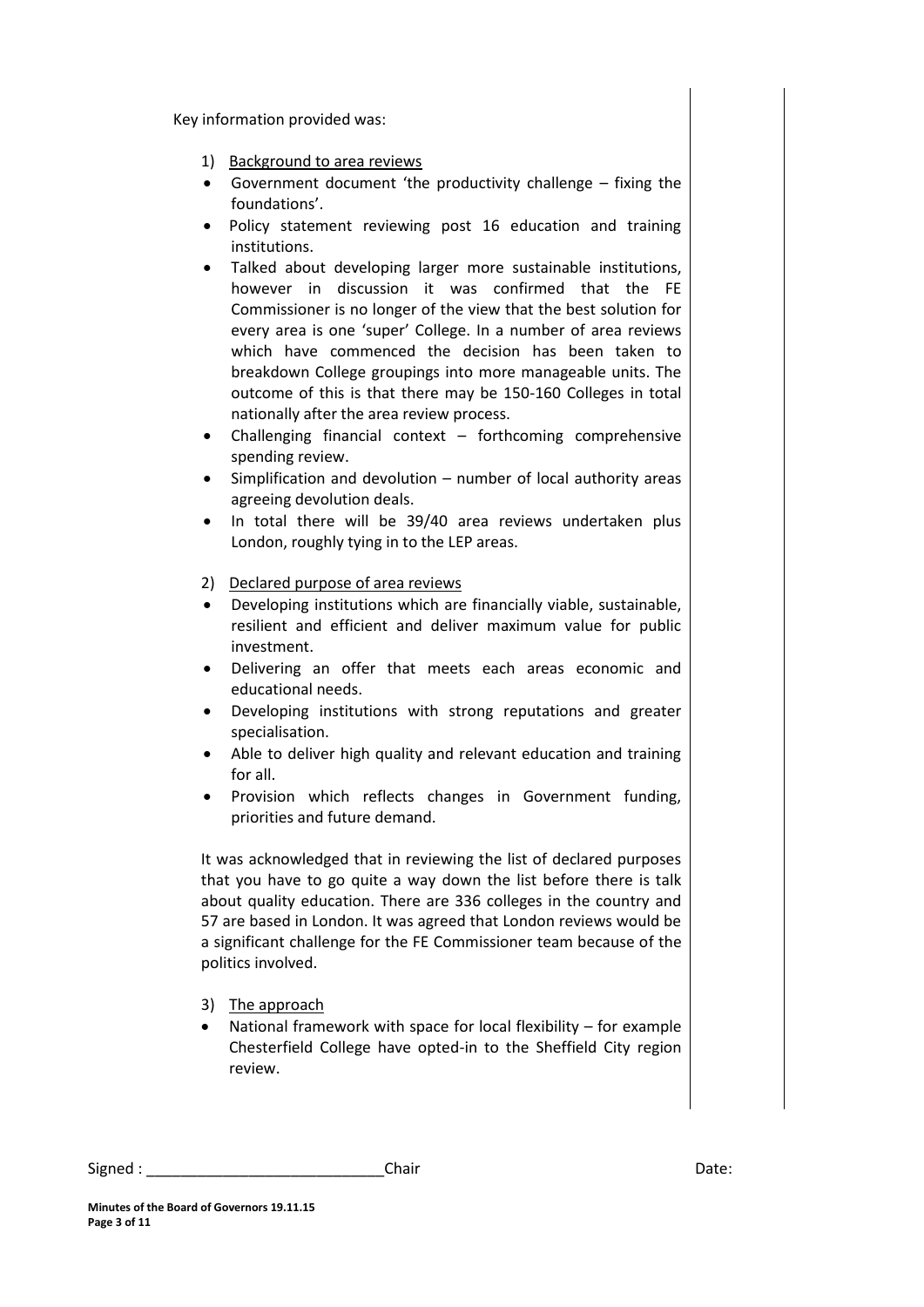Key information provided was:

1) Background to area reviews

- Government document 'the productivity challenge – fixing the foundations'.
- Policy statement reviewing post 16 education and training institutions.
- Talked about developing larger more sustainable institutions, however in discussion it was confirmed that the FE Commissioner is no longer of the view that the best solution for every area is one 'super' College. In a number of area reviews which have commenced the decision has been taken to breakdown College groupings into more manageable units. The outcome of this is that there may be 150-160 Colleges in total nationally after the area review process.
- Challenging financial context – forthcoming comprehensive spending review.
- Simplification and devolution – number of local authority areas agreeing devolution deals.
- In total there will be 39/40 area reviews undertaken plus London, roughly tying in to the LEP areas.

2) Declared purpose of area reviews

- Developing institutions which are financially viable, sustainable, resilient and efficient and deliver maximum value for public investment.
- Delivering an offer that meets each areas economic and educational needs.
- Developing institutions with strong reputations and greater specialisation.
- Able to deliver high quality and relevant education and training for all.
- Provision which reflects changes in Government funding, priorities and future demand.

It was acknowledged that in reviewing the list of declared purposes that you have to go quite a way down the list before there is talk about quality education. There are 336 colleges in the country and 57 are based in London. It was agreed that London reviews would be a significant challenge for the FE Commissioner team because of the politics involved.

3) The approach

- National framework with space for local flexibility – for example Chesterfield College have opted-in to the Sheffield City region review.

Signed : ____________________________Chair Date:

**Minutes of the Board of Governors 19.11.15**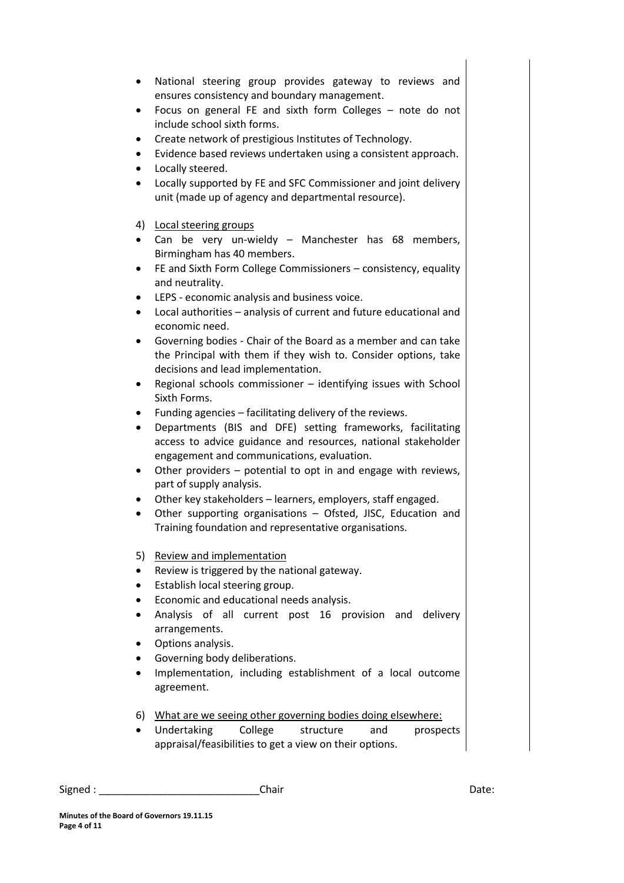- National steering group provides gateway to reviews and ensures consistency and boundary management.
- Focus on general FE and sixth form Colleges – note do not include school sixth forms.
- Create network of prestigious Institutes of Technology.
- Evidence based reviews undertaken using a consistent approach.
- Locally steered.
- Locally supported by FE and SFC Commissioner and joint delivery unit (made up of agency and departmental resource).

4) Local steering groups

- Can be very un-wieldy – Manchester has 68 members, Birmingham has 40 members.
- FE and Sixth Form College Commissioners – consistency, equality and neutrality.
- LEPS - economic analysis and business voice.
- Local authorities – analysis of current and future educational and economic need.
- Governing bodies - Chair of the Board as a member and can take the Principal with them if they wish to. Consider options, take decisions and lead implementation.
- Regional schools commissioner – identifying issues with School Sixth Forms.
- Funding agencies – facilitating delivery of the reviews.
- Departments (BIS and DFE) setting frameworks, facilitating access to advice guidance and resources, national stakeholder engagement and communications, evaluation.
- Other providers – potential to opt in and engage with reviews, part of supply analysis.
- Other key stakeholders – learners, employers, staff engaged.
- Other supporting organisations – Ofsted, JISC, Education and Training foundation and representative organisations.

5) Review and implementation

- Review is triggered by the national gateway.
- Establish local steering group.
- Economic and educational needs analysis.
- Analysis of all current post 16 provision and delivery arrangements.
- Options analysis.
- Governing body deliberations.
- Implementation, including establishment of a local outcome agreement.

6) What are we seeing other governing bodies doing elsewhere:

- Undertaking College structure and prospects appraisal/feasibilities to get a view on their options.

Signed : ___________________________Chair Date:

**Minutes of the Board of Governors 19.11.15**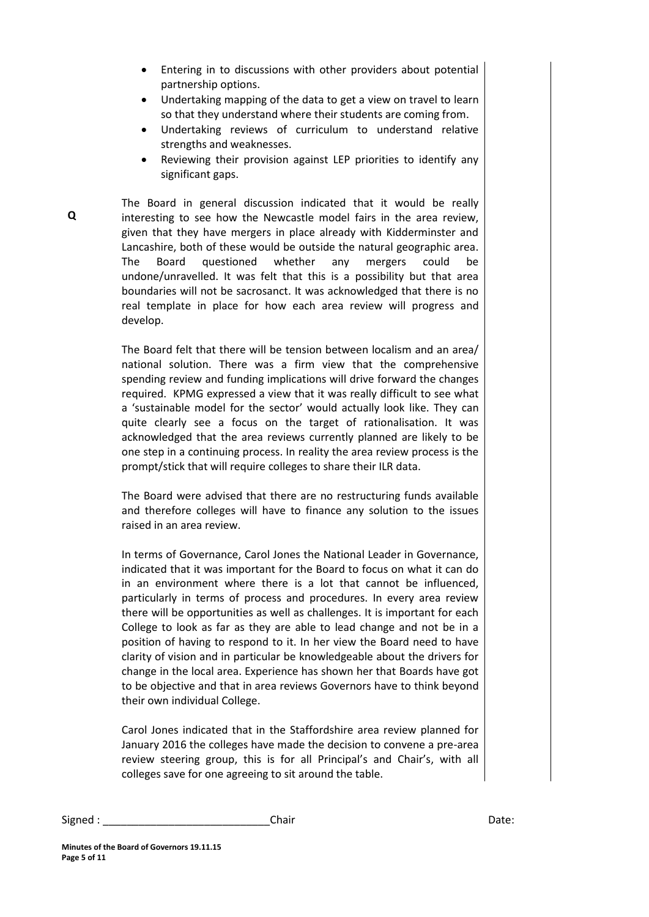- Entering in to discussions with other providers about potential partnership options.
- Undertaking mapping of the data to get a view on travel to learn so that they understand where their students are coming from.
- Undertaking reviews of curriculum to understand relative strengths and weaknesses.
- Reviewing their provision against LEP priorities to identify any significant gaps.

**Q**

The Board in general discussion indicated that it would be really interesting to see how the Newcastle model fairs in the area review, given that they have mergers in place already with Kidderminster and Lancashire, both of these would be outside the natural geographic area. The Board questioned whether any mergers could be undone/unravelled. It was felt that this is a possibility but that area boundaries will not be sacrosanct. It was acknowledged that there is no real template in place for how each area review will progress and develop.

The Board felt that there will be tension between localism and an area/ national solution. There was a firm view that the comprehensive spending review and funding implications will drive forward the changes required. KPMG expressed a view that it was really difficult to see what a 'sustainable model for the sector' would actually look like. They can quite clearly see a focus on the target of rationalisation. It was acknowledged that the area reviews currently planned are likely to be one step in a continuing process. In reality the area review process is the prompt/stick that will require colleges to share their ILR data.

The Board were advised that there are no restructuring funds available and therefore colleges will have to finance any solution to the issues raised in an area review.

In terms of Governance, Carol Jones the National Leader in Governance, indicated that it was important for the Board to focus on what it can do in an environment where there is a lot that cannot be influenced, particularly in terms of process and procedures. In every area review there will be opportunities as well as challenges. It is important for each College to look as far as they are able to lead change and not be in a position of having to respond to it. In her view the Board need to have clarity of vision and in particular be knowledgeable about the drivers for change in the local area. Experience has shown her that Boards have got to be objective and that in area reviews Governors have to think beyond their own individual College.

Carol Jones indicated that in the Staffordshire area review planned for January 2016 the colleges have made the decision to convene a pre-area review steering group, this is for all Principal's and Chair's, with all colleges save for one agreeing to sit around the table.

Signed : ____________________________Chair Date: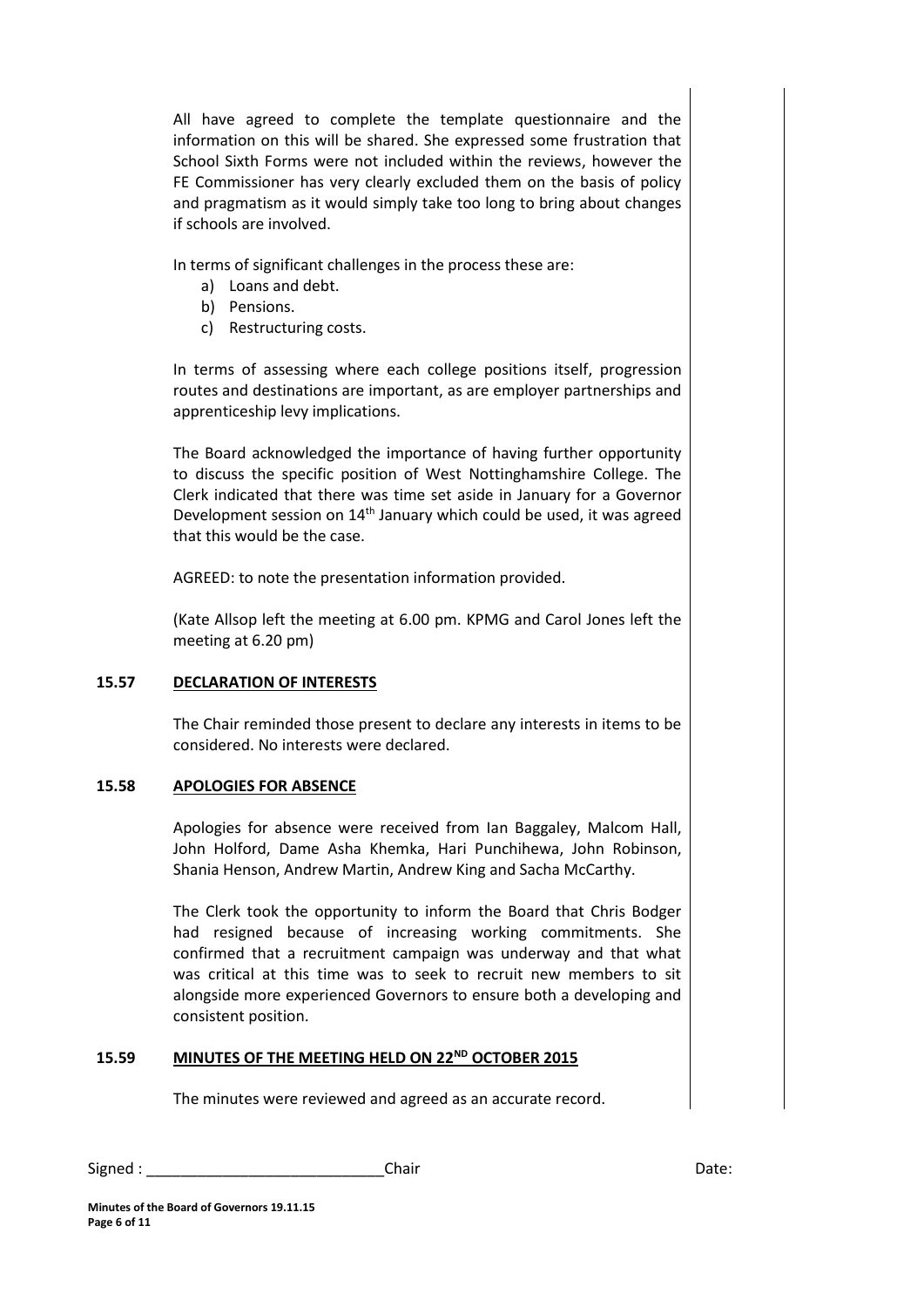All have agreed to complete the template questionnaire and the information on this will be shared. She expressed some frustration that School Sixth Forms were not included within the reviews, however the FE Commissioner has very clearly excluded them on the basis of policy and pragmatism as it would simply take too long to bring about changes if schools are involved.

In terms of significant challenges in the process these are:

a) Loans and debt.
b) Pensions.
c) Restructuring costs.

In terms of assessing where each college positions itself, progression routes and destinations are important, as are employer partnerships and apprenticeship levy implications.

The Board acknowledged the importance of having further opportunity to discuss the specific position of West Nottinghamshire College. The Clerk indicated that there was time set aside in January for a Governor Development session on 14th January which could be used, it was agreed that this would be the case.

AGREED: to note the presentation information provided.

(Kate Allsop left the meeting at 6.00 pm. KPMG and Carol Jones left the meeting at 6.20 pm)

## 15.57 DECLARATION OF INTERESTS

The Chair reminded those present to declare any interests in items to be considered. No interests were declared.

## 15.58 APOLOGIES FOR ABSENCE

Apologies for absence were received from Ian Baggaley, Malcom Hall, John Holford, Dame Asha Khemka, Hari Punchihewa, John Robinson, Shania Henson, Andrew Martin, Andrew King and Sacha McCarthy.

The Clerk took the opportunity to inform the Board that Chris Bodger had resigned because of increasing working commitments. She confirmed that a recruitment campaign was underway and that what was critical at this time was to seek to recruit new members to sit alongside more experienced Governors to ensure both a developing and consistent position.

## 15.59 MINUTES OF THE MEETING HELD ON 22ND OCTOBER 2015

The minutes were reviewed and agreed as an accurate record.

Signed : ___________________________Chair Date: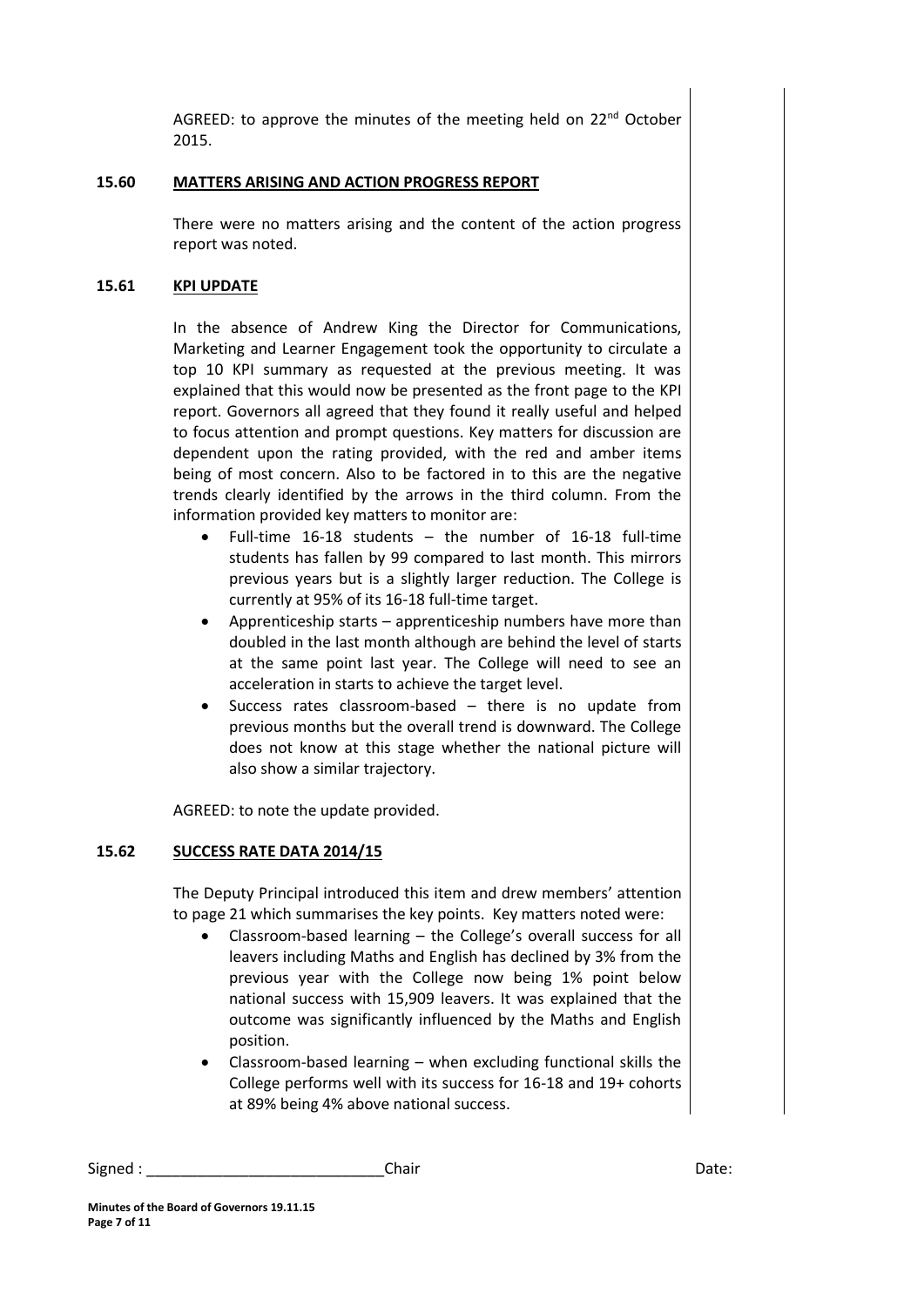AGREED: to approve the minutes of the meeting held on 22nd October 2015.

## 15.60 MATTERS ARISING AND ACTION PROGRESS REPORT

There were no matters arising and the content of the action progress report was noted.

## 15.61 KPI UPDATE

In the absence of Andrew King the Director for Communications, Marketing and Learner Engagement took the opportunity to circulate a top 10 KPI summary as requested at the previous meeting. It was explained that this would now be presented as the front page to the KPI report. Governors all agreed that they found it really useful and helped to focus attention and prompt questions. Key matters for discussion are dependent upon the rating provided, with the red and amber items being of most concern. Also to be factored in to this are the negative trends clearly identified by the arrows in the third column. From the information provided key matters to monitor are:

- Full-time 16-18 students – the number of 16-18 full-time students has fallen by 99 compared to last month. This mirrors previous years but is a slightly larger reduction. The College is currently at 95% of its 16-18 full-time target.
- Apprenticeship starts – apprenticeship numbers have more than doubled in the last month although are behind the level of starts at the same point last year. The College will need to see an acceleration in starts to achieve the target level.
- Success rates classroom-based – there is no update from previous months but the overall trend is downward. The College does not know at this stage whether the national picture will also show a similar trajectory.

AGREED: to note the update provided.

## 15.62 SUCCESS RATE DATA 2014/15

The Deputy Principal introduced this item and drew members' attention to page 21 which summarises the key points. Key matters noted were:

- Classroom-based learning – the College's overall success for all leavers including Maths and English has declined by 3% from the previous year with the College now being 1% point below national success with 15,909 leavers. It was explained that the outcome was significantly influenced by the Maths and English position.
- Classroom-based learning – when excluding functional skills the College performs well with its success for 16-18 and 19+ cohorts at 89% being 4% above national success.

Signed : ____________________________Chair Date: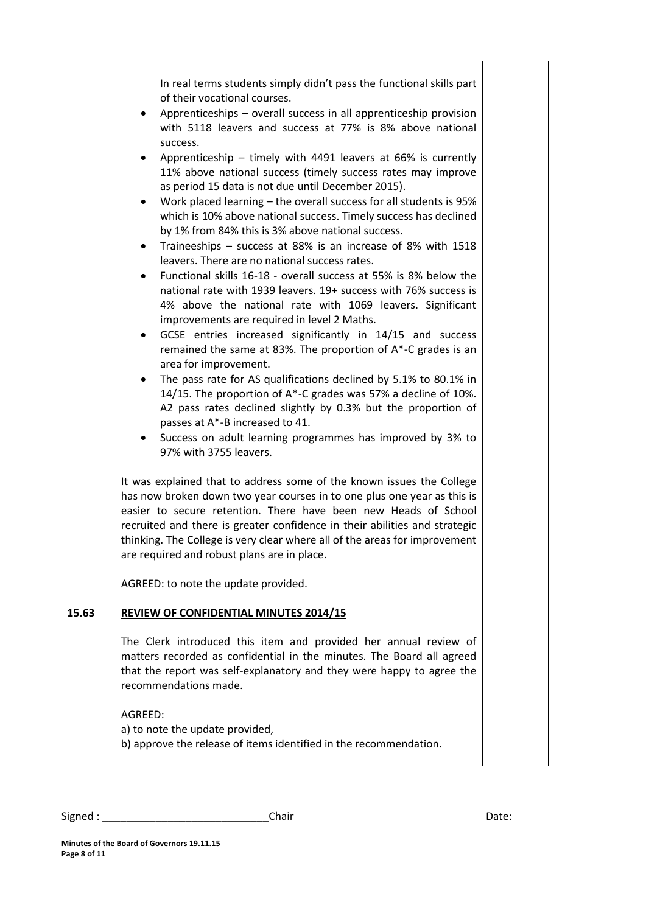In real terms students simply didn't pass the functional skills part of their vocational courses.

- Apprenticeships – overall success in all apprenticeship provision with 5118 leavers and success at 77% is 8% above national success.
- Apprenticeship – timely with 4491 leavers at 66% is currently 11% above national success (timely success rates may improve as period 15 data is not due until December 2015).
- Work placed learning – the overall success for all students is 95% which is 10% above national success. Timely success has declined by 1% from 84% this is 3% above national success.
- Traineeships – success at 88% is an increase of 8% with 1518 leavers. There are no national success rates.
- Functional skills 16-18 - overall success at 55% is 8% below the national rate with 1939 leavers. 19+ success with 76% success is 4% above the national rate with 1069 leavers. Significant improvements are required in level 2 Maths.
- GCSE entries increased significantly in 14/15 and success remained the same at 83%. The proportion of A*-C grades is an area for improvement.
- The pass rate for AS qualifications declined by 5.1% to 80.1% in 14/15. The proportion of A*-C grades was 57% a decline of 10%. A2 pass rates declined slightly by 0.3% but the proportion of passes at A*-B increased to 41.
- Success on adult learning programmes has improved by 3% to 97% with 3755 leavers.

It was explained that to address some of the known issues the College has now broken down two year courses in to one plus one year as this is easier to secure retention. There have been new Heads of School recruited and there is greater confidence in their abilities and strategic thinking. The College is very clear where all of the areas for improvement are required and robust plans are in place.

AGREED: to note the update provided.

## 15.63 REVIEW OF CONFIDENTIAL MINUTES 2014/15

The Clerk introduced this item and provided her annual review of matters recorded as confidential in the minutes. The Board all agreed that the report was self-explanatory and they were happy to agree the recommendations made.

AGREED:
a) to note the update provided,
b) approve the release of items identified in the recommendation.

Signed : ___________________________Chair Date: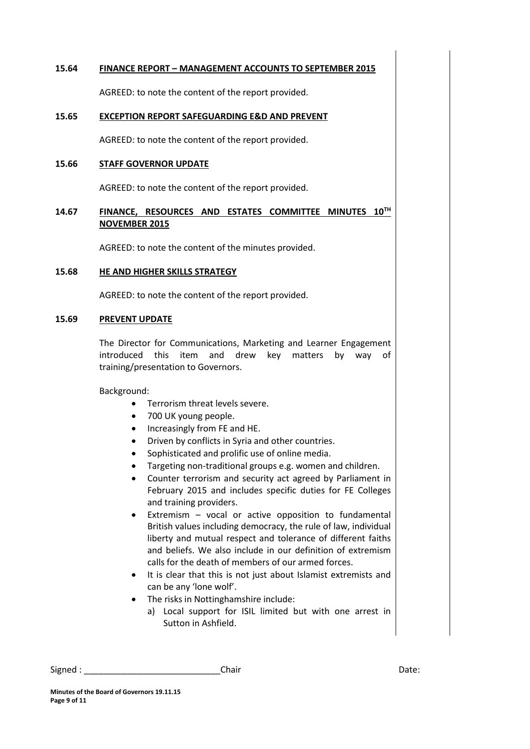**15.64 FINANCE REPORT – MANAGEMENT ACCOUNTS TO SEPTEMBER 2015**

AGREED: to note the content of the report provided.

**15.65 EXCEPTION REPORT SAFEGUARDING E&D AND PREVENT**

AGREED: to note the content of the report provided.

**15.66 STAFF GOVERNOR UPDATE**

AGREED: to note the content of the report provided.

**14.67 FINANCE, RESOURCES AND ESTATES COMMITTEE MINUTES 10TH NOVEMBER 2015**

AGREED: to note the content of the minutes provided.

**15.68 HE AND HIGHER SKILLS STRATEGY**

AGREED: to note the content of the report provided.

**15.69 PREVENT UPDATE**

The Director for Communications, Marketing and Learner Engagement introduced this item and drew key matters by way of training/presentation to Governors.

Background:

- Terrorism threat levels severe.
- 700 UK young people.
- Increasingly from FE and HE.
- Driven by conflicts in Syria and other countries.
- Sophisticated and prolific use of online media.
- Targeting non-traditional groups e.g. women and children.
- Counter terrorism and security act agreed by Parliament in February 2015 and includes specific duties for FE Colleges and training providers.
- Extremism – vocal or active opposition to fundamental British values including democracy, the rule of law, individual liberty and mutual respect and tolerance of different faiths and beliefs. We also include in our definition of extremism calls for the death of members of our armed forces.
- It is clear that this is not just about Islamist extremists and can be any 'lone wolf'.
- The risks in Nottinghamshire include:
  a) Local support for ISIL limited but with one arrest in Sutton in Ashfield.

Signed : ____________________________Chair Date: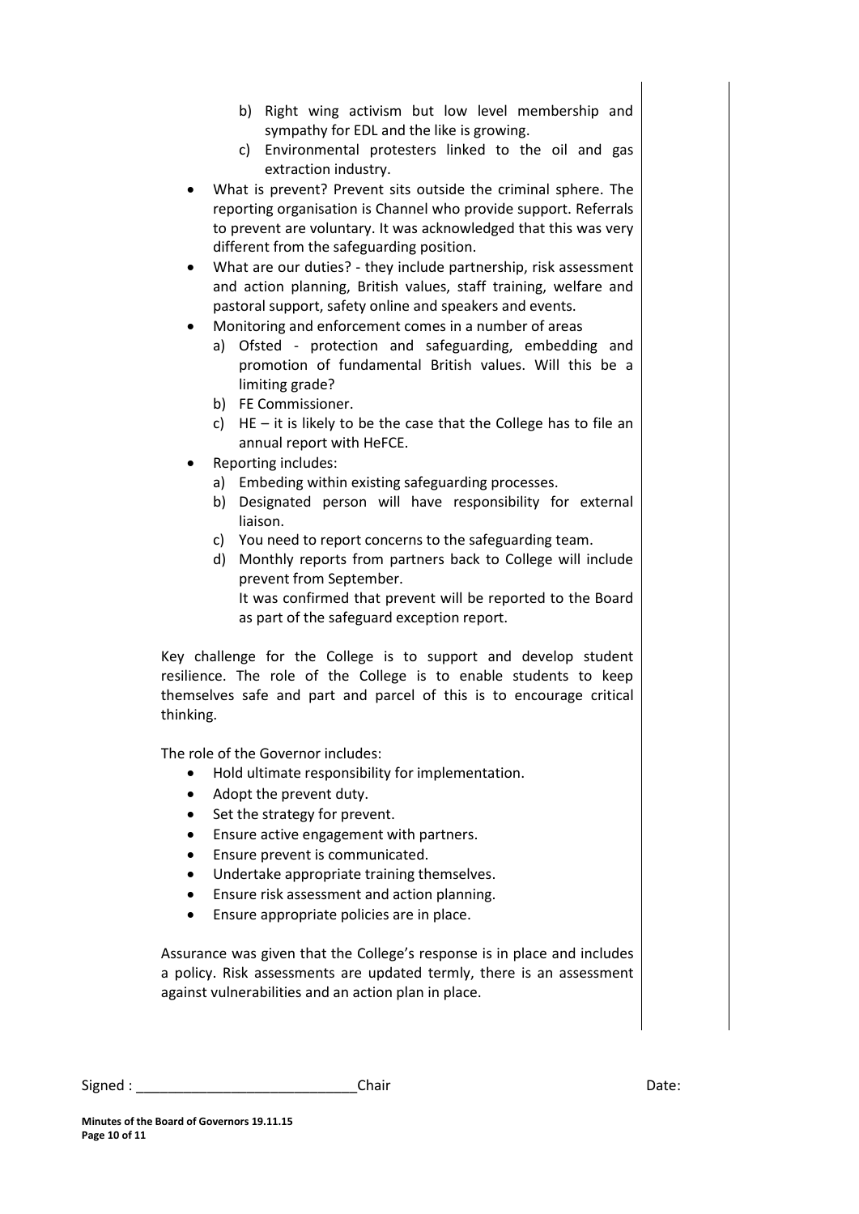- b) Right wing activism but low level membership and sympathy for EDL and the like is growing.
  - c) Environmental protesters linked to the oil and gas extraction industry.
- What is prevent? Prevent sits outside the criminal sphere. The reporting organisation is Channel who provide support. Referrals to prevent are voluntary. It was acknowledged that this was very different from the safeguarding position.
- What are our duties? - they include partnership, risk assessment and action planning, British values, staff training, welfare and pastoral support, safety online and speakers and events.
- Monitoring and enforcement comes in a number of areas
  - a) Ofsted - protection and safeguarding, embedding and promotion of fundamental British values. Will this be a limiting grade?
  - b) FE Commissioner.
  - c) HE – it is likely to be the case that the College has to file an annual report with HeFCE.
- Reporting includes:
  - a) Embeding within existing safeguarding processes.
  - b) Designated person will have responsibility for external liaison.
  - c) You need to report concerns to the safeguarding team.
  - d) Monthly reports from partners back to College will include prevent from September.

    It was confirmed that prevent will be reported to the Board as part of the safeguard exception report.

Key challenge for the College is to support and develop student resilience. The role of the College is to enable students to keep themselves safe and part and parcel of this is to encourage critical thinking.

The role of the Governor includes:

- Hold ultimate responsibility for implementation.
- Adopt the prevent duty.
- Set the strategy for prevent.
- Ensure active engagement with partners.
- Ensure prevent is communicated.
- Undertake appropriate training themselves.
- Ensure risk assessment and action planning.
- Ensure appropriate policies are in place.

Assurance was given that the College's response is in place and includes a policy. Risk assessments are updated termly, there is an assessment against vulnerabilities and an action plan in place.

Signed : ____________________________Chair Date:

**Minutes of the Board of Governors 19.11.15**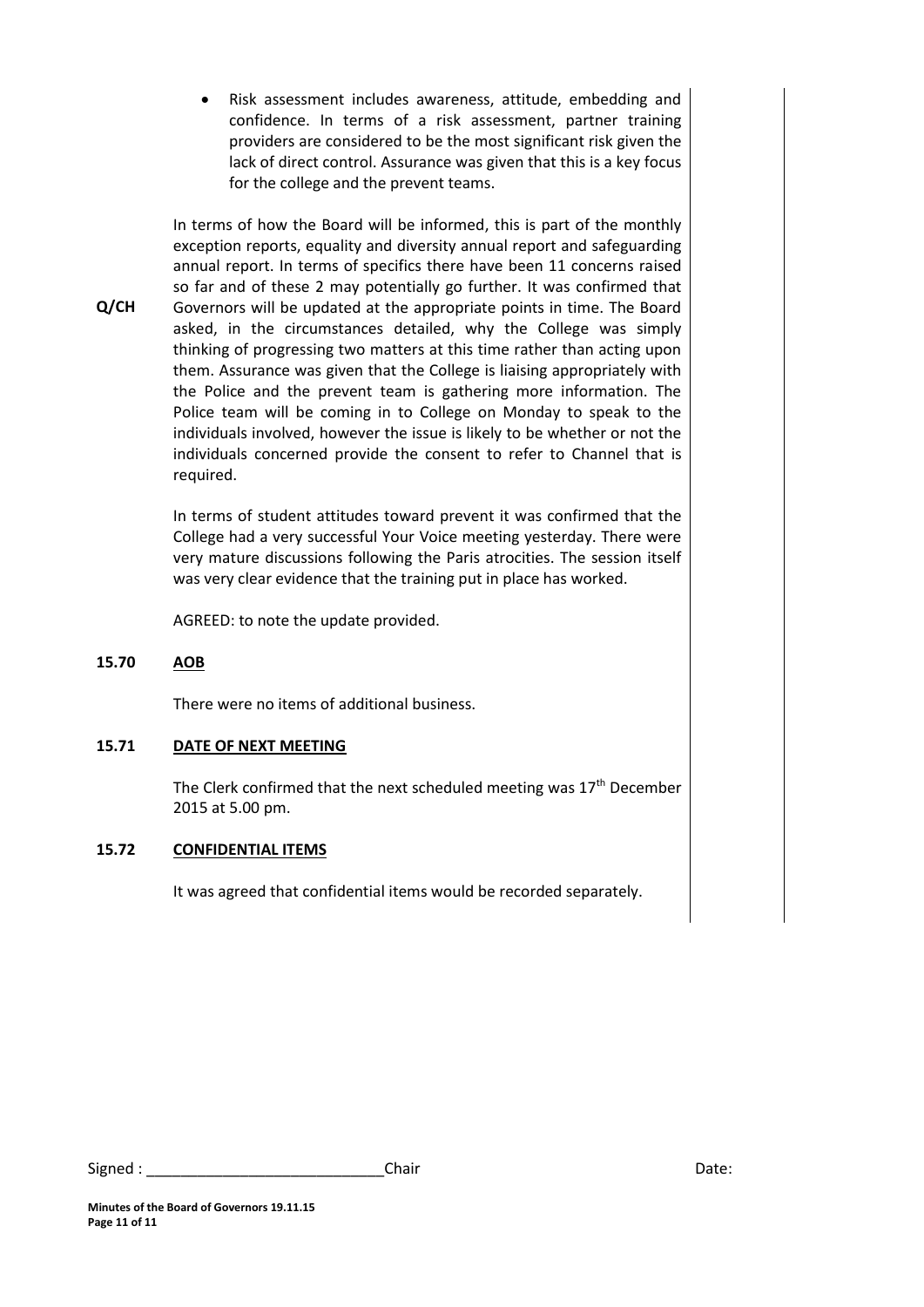- Risk assessment includes awareness, attitude, embedding and confidence. In terms of a risk assessment, partner training providers are considered to be the most significant risk given the lack of direct control. Assurance was given that this is a key focus for the college and the prevent teams.

In terms of how the Board will be informed, this is part of the monthly exception reports, equality and diversity annual report and safeguarding annual report. In terms of specifics there have been 11 concerns raised so far and of these 2 may potentially go further. It was confirmed that Governors will be updated at the appropriate points in time. The Board asked, in the circumstances detailed, why the College was simply thinking of progressing two matters at this time rather than acting upon them. Assurance was given that the College is liaising appropriately with the Police and the prevent team is gathering more information. The Police team will be coming in to College on Monday to speak to the individuals involved, however the issue is likely to be whether or not the individuals concerned provide the consent to refer to Channel that is required.

**Q/CH**

In terms of student attitudes toward prevent it was confirmed that the College had a very successful Your Voice meeting yesterday. There were very mature discussions following the Paris atrocities. The session itself was very clear evidence that the training put in place has worked.

AGREED: to note the update provided.

**15.70 AOB**

There were no items of additional business.

**15.71 DATE OF NEXT MEETING**

The Clerk confirmed that the next scheduled meeting was 17th December 2015 at 5.00 pm.

**15.72 CONFIDENTIAL ITEMS**

It was agreed that confidential items would be recorded separately.

Signed : ____________________________Chair Date: